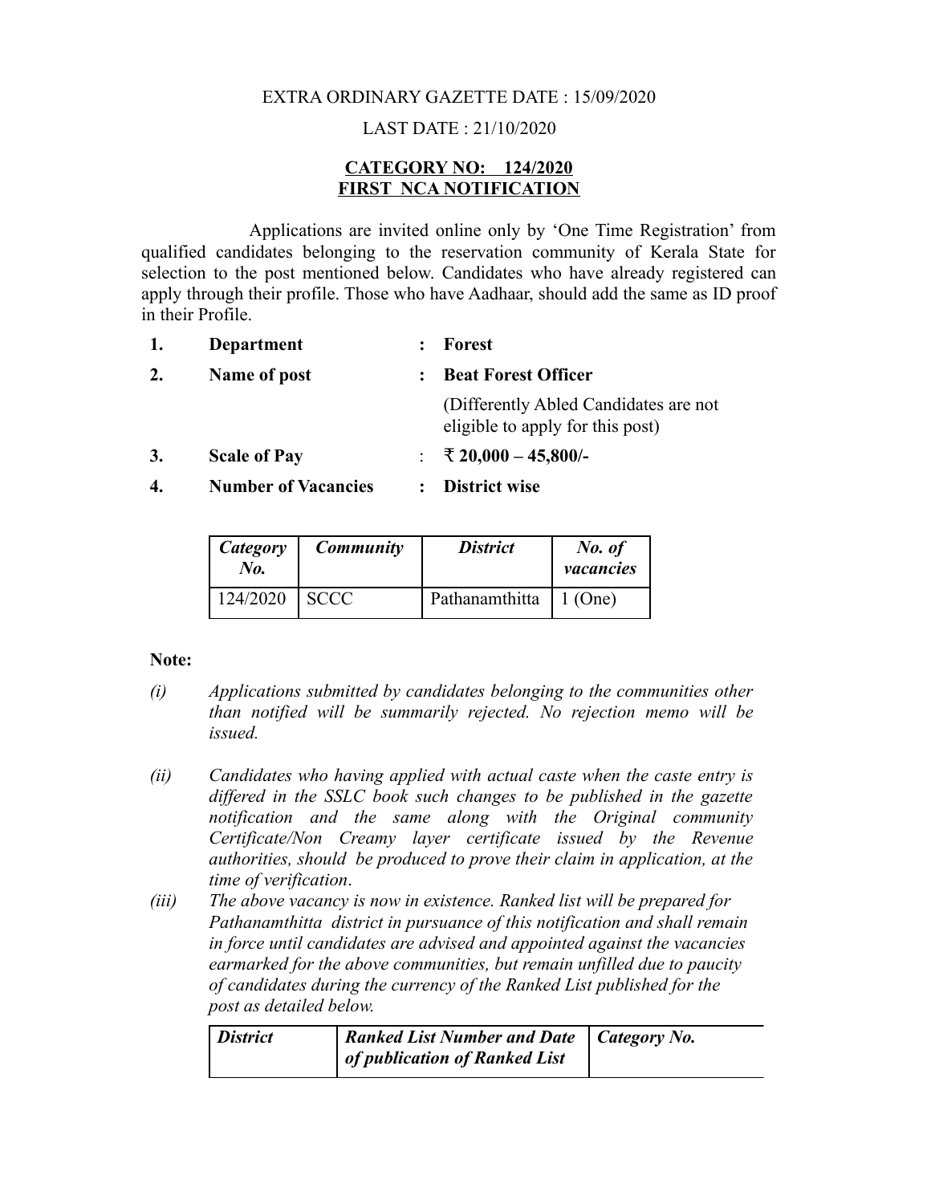EXTRA ORDINARY GAZETTE DATE : 15/09/2020

LAST DATE : 21/10/2020

**CATEGORY NO: 124/2020**
**FIRST NCA NOTIFICATION**

Applications are invited online only by 'One Time Registration' from qualified candidates belonging to the reservation community of Kerala State for selection to the post mentioned below. Candidates who have already registered can apply through their profile. Those who have Aadhaar, should add the same as ID proof in their Profile.

1. **Department** : **Forest**
2. **Name of post** : **Beat Forest Officer**
   (Differently Abled Candidates are not eligible to apply for this post)
3. **Scale of Pay** : **₹ 20,000 – 45,800/-**
4. **Number of Vacancies** : **District wise**

| *Category No.* | *Community* | *District* | *No. of vacancies* |
| --- | --- | --- | --- |
| 124/2020 | SCCC | Pathanamthitta | 1 (One) |

**Note:**

*(i) Applications submitted by candidates belonging to the communities other than notified will be summarily rejected. No rejection memo will be issued.*

*(ii) Candidates who having applied with actual caste when the caste entry is differed in the SSLC book such changes to be published in the gazette notification and the same along with the Original community Certificate/Non Creamy layer certificate issued by the Revenue authorities, should be produced to prove their claim in application, at the time of verification.*

*(iii) The above vacancy is now in existence. Ranked list will be prepared for Pathanamthitta district in pursuance of this notification and shall remain in force until candidates are advised and appointed against the vacancies earmarked for the above communities, but remain unfilled due to paucity of candidates during the currency of the Ranked List published for the post as detailed below.*

| *District* | *Ranked List Number and Date of publication of Ranked List* | *Category No.* |
| --- | --- | --- |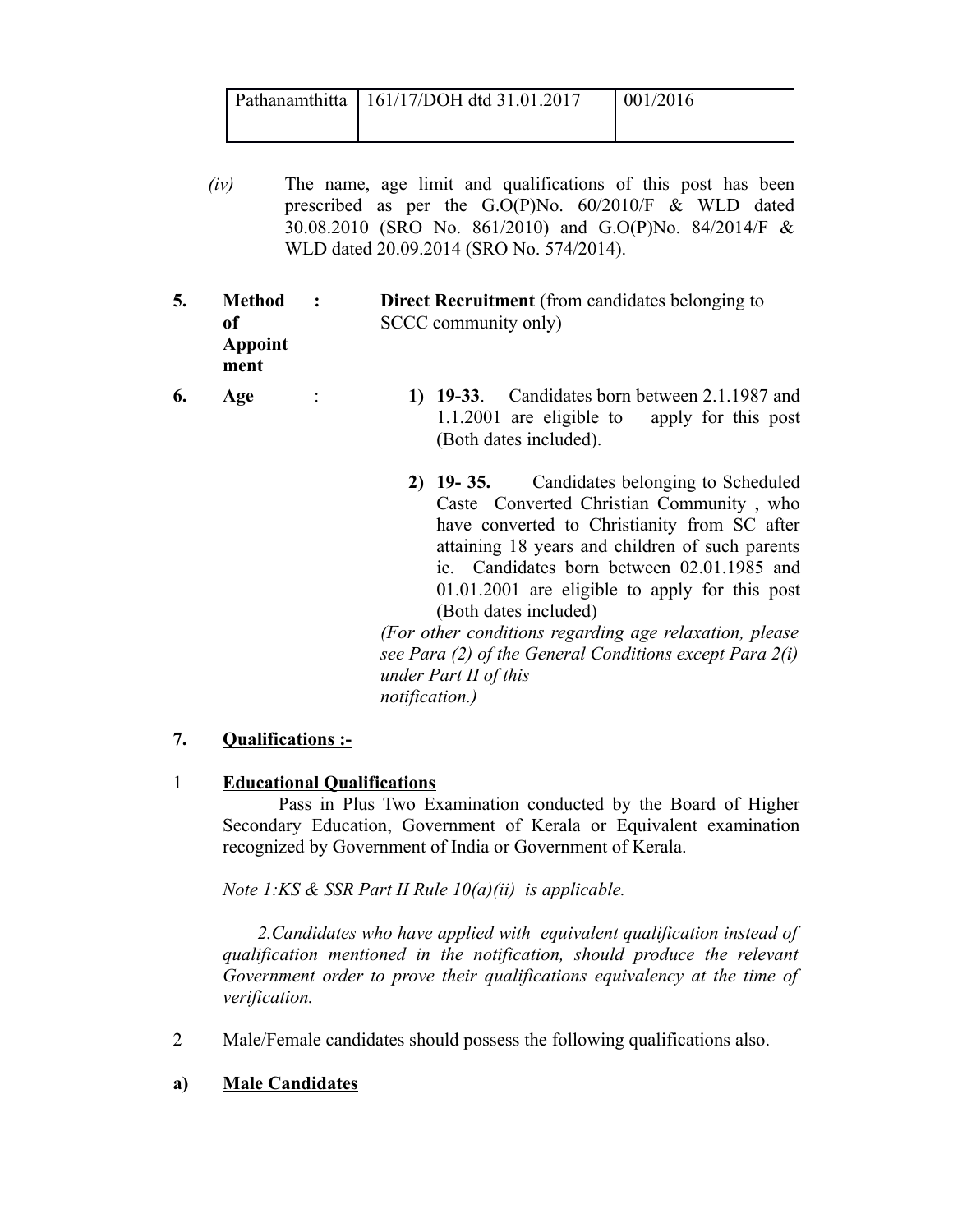| Pathanamthitta | 161/17/DOH dtd 31.01.2017 | 001/2016 |
|---|---|---|

*(iv)* The name, age limit and qualifications of this post has been prescribed as per the G.O(P)No. 60/2010/F & WLD dated 30.08.2010 (SRO No. 861/2010) and G.O(P)No. 84/2014/F & WLD dated 20.09.2014 (SRO No. 574/2014).

**5. Method of Appointment :** **Direct Recruitment** (from candidates belonging to SCCC community only)

**6. Age :**

1) **19-33**. Candidates born between 2.1.1987 and 1.1.2001 are eligible to apply for this post (Both dates included).

2) **19- 35.** Candidates belonging to Scheduled Caste Converted Christian Community , who have converted to Christianity from SC after attaining 18 years and children of such parents ie. Candidates born between 02.01.1985 and 01.01.2001 are eligible to apply for this post (Both dates included)

*(For other conditions regarding age relaxation, please see Para (2) of the General Conditions except Para 2(i) under Part II of this notification.)*

**7. <u>Qualifications :-</u>**

1 **<u>Educational Qualifications</u>**

Pass in Plus Two Examination conducted by the Board of Higher Secondary Education, Government of Kerala or Equivalent examination recognized by Government of India or Government of Kerala.

*Note 1:KS & SSR Part II Rule 10(a)(ii) is applicable.*

*2.Candidates who have applied with equivalent qualification instead of qualification mentioned in the notification, should produce the relevant Government order to prove their qualifications equivalency at the time of verification.*

2 Male/Female candidates should possess the following qualifications also.

**a) <u>Male Candidates</u>**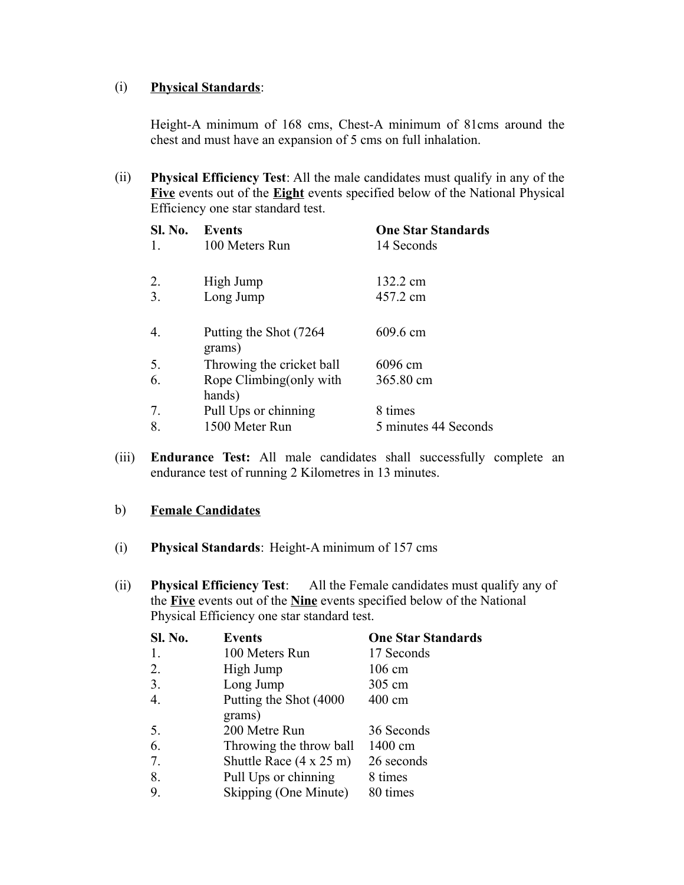(i) **<u>Physical Standards</u>**:

Height-A minimum of 168 cms, Chest-A minimum of 81cms around the chest and must have an expansion of 5 cms on full inhalation.

(ii) **Physical Efficiency Test**: All the male candidates must qualify in any of the **<u>Five</u>** events out of the **<u>Eight</u>** events specified below of the National Physical Efficiency one star standard test.

| Sl. No. | Events | One Star Standards |
|---|---|---|
| 1. | 100 Meters Run | 14 Seconds |
| 2. | High Jump | 132.2 cm |
| 3. | Long Jump | 457.2 cm |
| 4. | Putting the Shot (7264 grams) | 609.6 cm |
| 5. | Throwing the cricket ball | 6096 cm |
| 6. | Rope Climbing(only with hands) | 365.80 cm |
| 7. | Pull Ups or chinning | 8 times |
| 8. | 1500 Meter Run | 5 minutes 44 Seconds |

(iii) **Endurance Test:** All male candidates shall successfully complete an endurance test of running 2 Kilometres in 13 minutes.

b) **<u>Female Candidates</u>**

(i) **Physical Standards**: Height-A minimum of 157 cms

(ii) **Physical Efficiency Test**: All the Female candidates must qualify any of the **<u>Five</u>** events out of the **<u>Nine</u>** events specified below of the National Physical Efficiency one star standard test.

| Sl. No. | Events | One Star Standards |
|---|---|---|
| 1. | 100 Meters Run | 17 Seconds |
| 2. | High Jump | 106 cm |
| 3. | Long Jump | 305 cm |
| 4. | Putting the Shot (4000 grams) | 400 cm |
| 5. | 200 Metre Run | 36 Seconds |
| 6. | Throwing the throw ball | 1400 cm |
| 7. | Shuttle Race (4 x 25 m) | 26 seconds |
| 8. | Pull Ups or chinning | 8 times |
| 9. | Skipping (One Minute) | 80 times |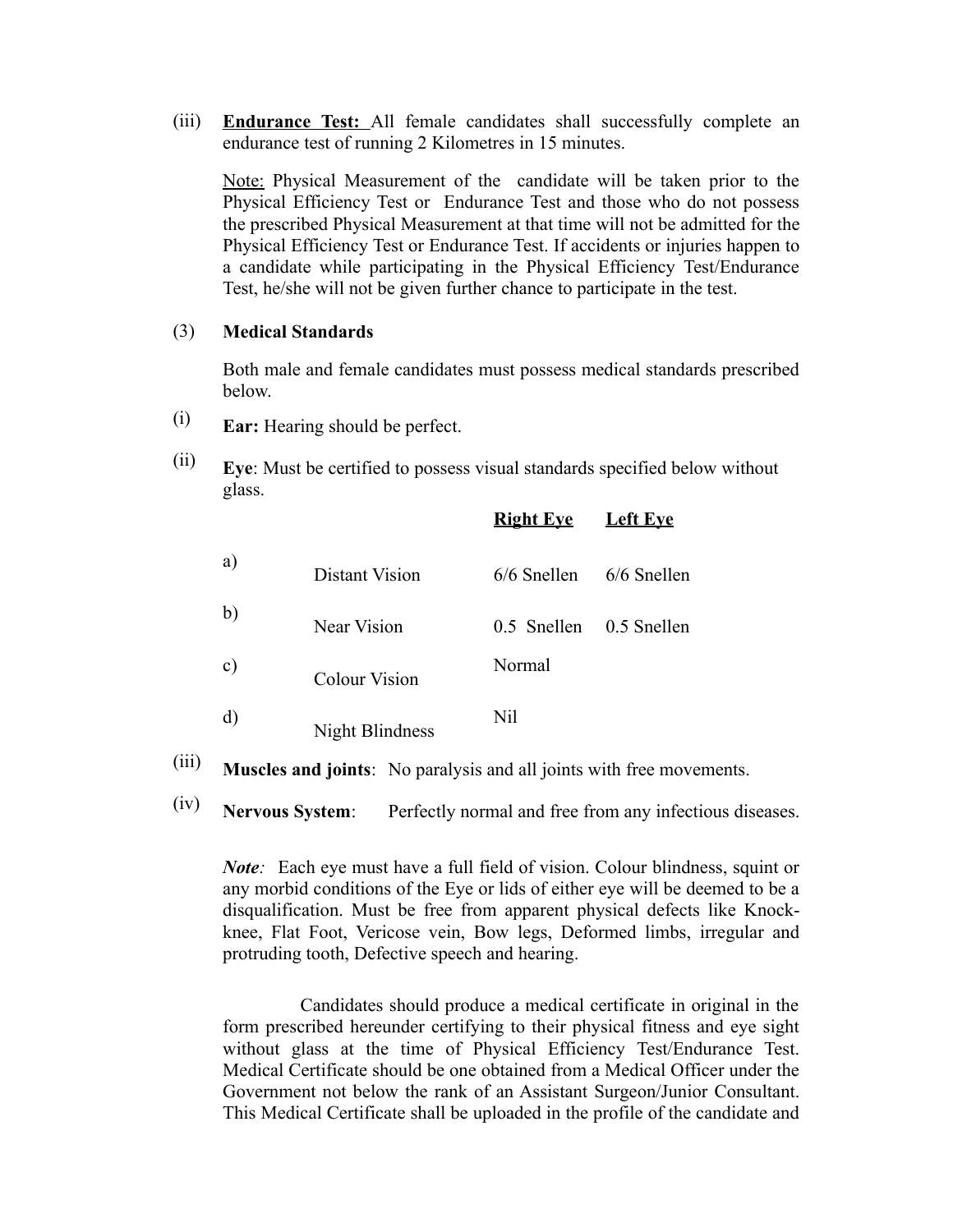(iii) **Endurance Test:** All female candidates shall successfully complete an endurance test of running 2 Kilometres in 15 minutes.

Note: Physical Measurement of the candidate will be taken prior to the Physical Efficiency Test or Endurance Test and those who do not possess the prescribed Physical Measurement at that time will not be admitted for the Physical Efficiency Test or Endurance Test. If accidents or injuries happen to a candidate while participating in the Physical Efficiency Test/Endurance Test, he/she will not be given further chance to participate in the test.

(3) **Medical Standards**

Both male and female candidates must possess medical standards prescribed below.

(i) **Ear:** Hearing should be perfect.

(ii) **Eye**: Must be certified to possess visual standards specified below without glass.

| | | Right Eye | Left Eye |
|---|---|---|---|
| a) | Distant Vision | 6/6 Snellen | 6/6 Snellen |
| b) | Near Vision | 0.5 Snellen | 0.5 Snellen |
| c) | Colour Vision | Normal | |
| d) | Night Blindness | Nil | |

(iii) **Muscles and joints**: No paralysis and all joints with free movements.

(iv) **Nervous System**: Perfectly normal and free from any infectious diseases.

***Note:*** Each eye must have a full field of vision. Colour blindness, squint or any morbid conditions of the Eye or lids of either eye will be deemed to be a disqualification. Must be free from apparent physical defects like Knock-knee, Flat Foot, Vericose vein, Bow legs, Deformed limbs, irregular and protruding tooth, Defective speech and hearing.

Candidates should produce a medical certificate in original in the form prescribed hereunder certifying to their physical fitness and eye sight without glass at the time of Physical Efficiency Test/Endurance Test. Medical Certificate should be one obtained from a Medical Officer under the Government not below the rank of an Assistant Surgeon/Junior Consultant. This Medical Certificate shall be uploaded in the profile of the candidate and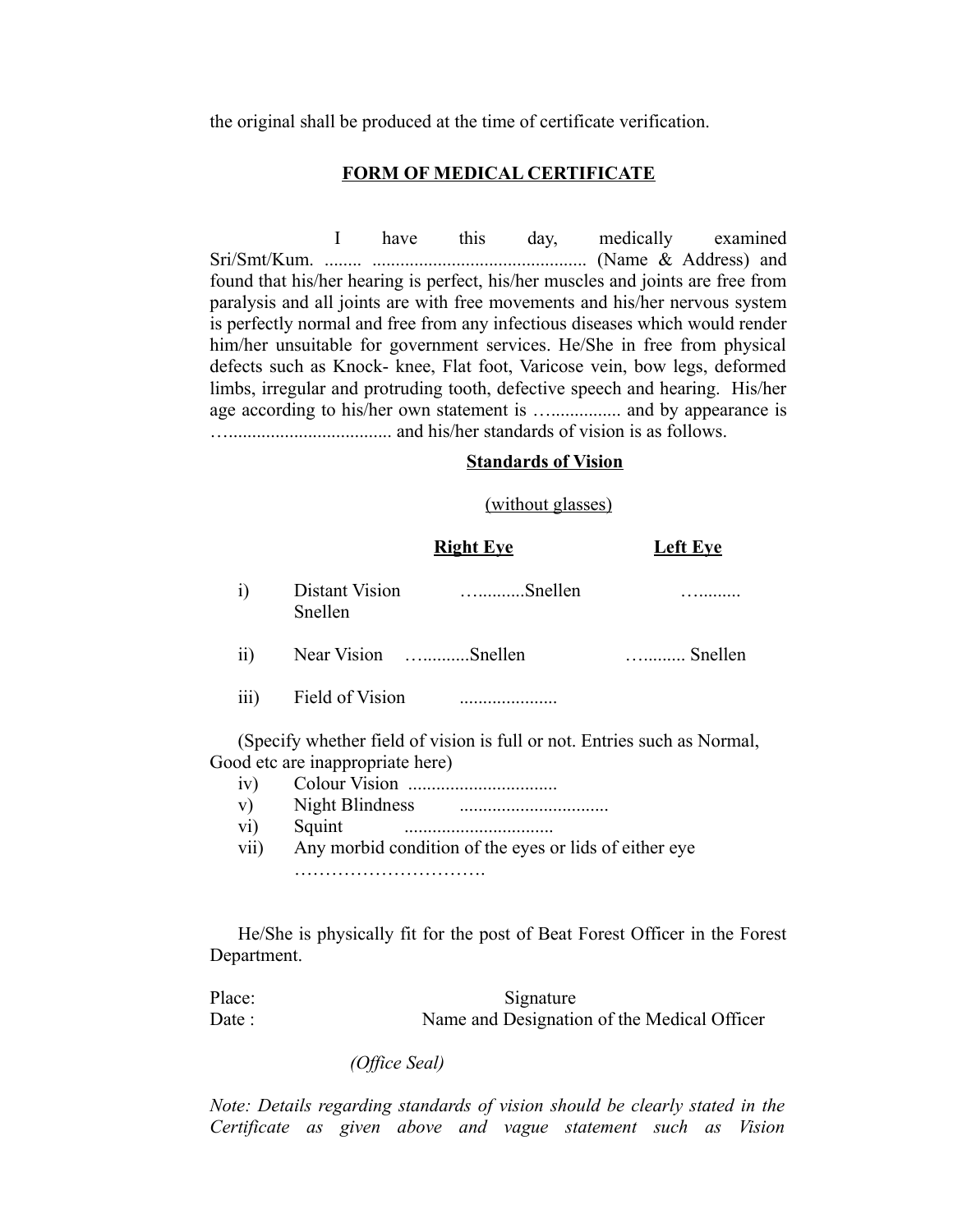the original shall be produced at the time of certificate verification.

## FORM OF MEDICAL CERTIFICATE

I have this day, medically examined Sri/Smt/Kum. ........ .............................................. (Name & Address) and found that his/her hearing is perfect, his/her muscles and joints are free from paralysis and all joints are with free movements and his/her nervous system is perfectly normal and free from any infectious diseases which would render him/her unsuitable for government services. He/She in free from physical defects such as Knock- knee, Flat foot, Varicose vein, bow legs, deformed limbs, irregular and protruding tooth, defective speech and hearing. His/her age according to his/her own statement is …............... and by appearance is …................................. and his/her standards of vision is as follows.

**Standards of Vision**

(without glasses)

| | | Right Eye | Left Eye |
|---|---|---|---|
| i) | Distant Vision | …..........Snellen | …......... Snellen |
| ii) | Near Vision | …..........Snellen | …......... Snellen |
| iii) | Field of Vision | .................... | |

(Specify whether field of vision is full or not. Entries such as Normal, Good etc are inappropriate here)

iv) Colour Vision ................................

v) Night Blindness ................................

vi) Squint ................................

vii) Any morbid condition of the eyes or lids of either eye ………………………….

He/She is physically fit for the post of Beat Forest Officer in the Forest Department.

Place: Signature

Date : Name and Designation of the Medical Officer

*(Office Seal)*

*Note: Details regarding standards of vision should be clearly stated in the Certificate as given above and vague statement such as Vision*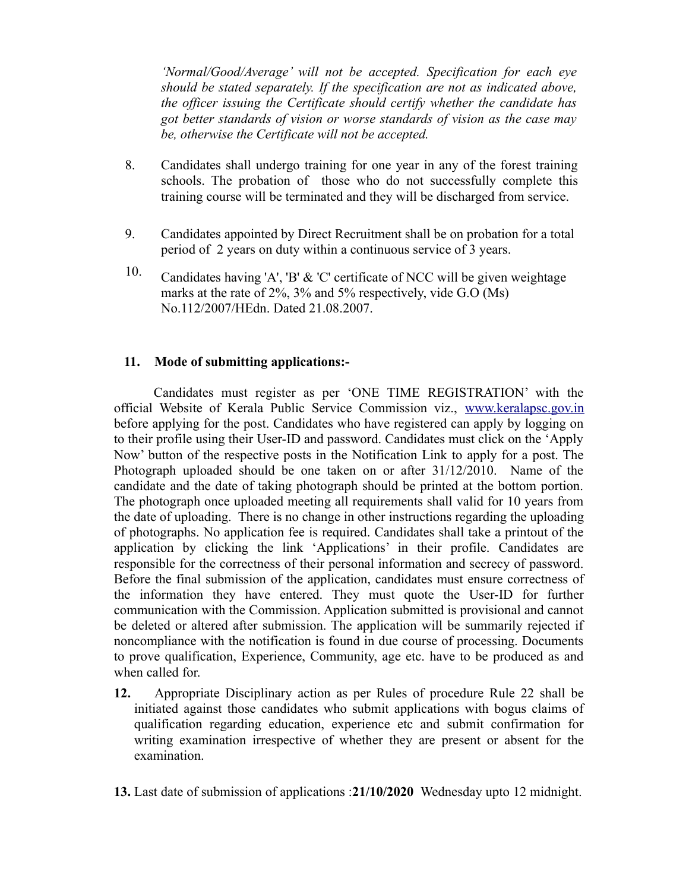*'Normal/Good/Average' will not be accepted. Specification for each eye should be stated separately. If the specification are not as indicated above, the officer issuing the Certificate should certify whether the candidate has got better standards of vision or worse standards of vision as the case may be, otherwise the Certificate will not be accepted.*

8. Candidates shall undergo training for one year in any of the forest training schools. The probation of those who do not successfully complete this training course will be terminated and they will be discharged from service.

9. Candidates appointed by Direct Recruitment shall be on probation for a total period of 2 years on duty within a continuous service of 3 years.

10. Candidates having 'A', 'B' & 'C' certificate of NCC will be given weightage marks at the rate of 2%, 3% and 5% respectively, vide G.O (Ms) No.112/2007/HEdn. Dated 21.08.2007.

**11. Mode of submitting applications:-**

Candidates must register as per 'ONE TIME REGISTRATION' with the official Website of Kerala Public Service Commission viz., www.keralapsc.gov.in before applying for the post. Candidates who have registered can apply by logging on to their profile using their User-ID and password. Candidates must click on the 'Apply Now' button of the respective posts in the Notification Link to apply for a post. The Photograph uploaded should be one taken on or after 31/12/2010. Name of the candidate and the date of taking photograph should be printed at the bottom portion. The photograph once uploaded meeting all requirements shall valid for 10 years from the date of uploading. There is no change in other instructions regarding the uploading of photographs. No application fee is required. Candidates shall take a printout of the application by clicking the link 'Applications' in their profile. Candidates are responsible for the correctness of their personal information and secrecy of password. Before the final submission of the application, candidates must ensure correctness of the information they have entered. They must quote the User-ID for further communication with the Commission. Application submitted is provisional and cannot be deleted or altered after submission. The application will be summarily rejected if noncompliance with the notification is found in due course of processing. Documents to prove qualification, Experience, Community, age etc. have to be produced as and when called for.

**12.** Appropriate Disciplinary action as per Rules of procedure Rule 22 shall be initiated against those candidates who submit applications with bogus claims of qualification regarding education, experience etc and submit confirmation for writing examination irrespective of whether they are present or absent for the examination.

**13.** Last date of submission of applications :**21/10/2020** Wednesday upto 12 midnight.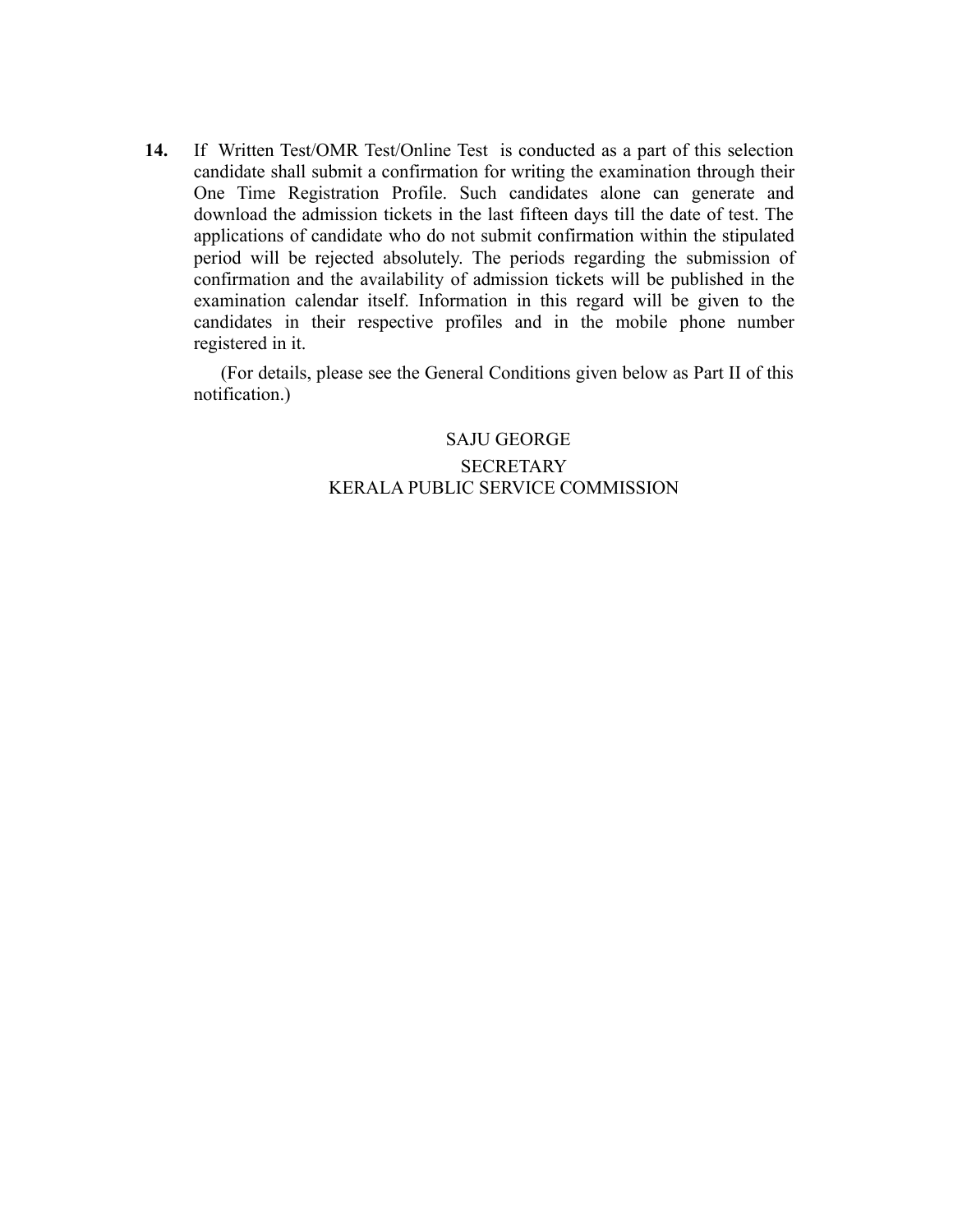**14.** If Written Test/OMR Test/Online Test is conducted as a part of this selection candidate shall submit a confirmation for writing the examination through their One Time Registration Profile. Such candidates alone can generate and download the admission tickets in the last fifteen days till the date of test. The applications of candidate who do not submit confirmation within the stipulated period will be rejected absolutely. The periods regarding the submission of confirmation and the availability of admission tickets will be published in the examination calendar itself. Information in this regard will be given to the candidates in their respective profiles and in the mobile phone number registered in it.

(For details, please see the General Conditions given below as Part II of this notification.)

SAJU GEORGE

SECRETARY

KERALA PUBLIC SERVICE COMMISSION